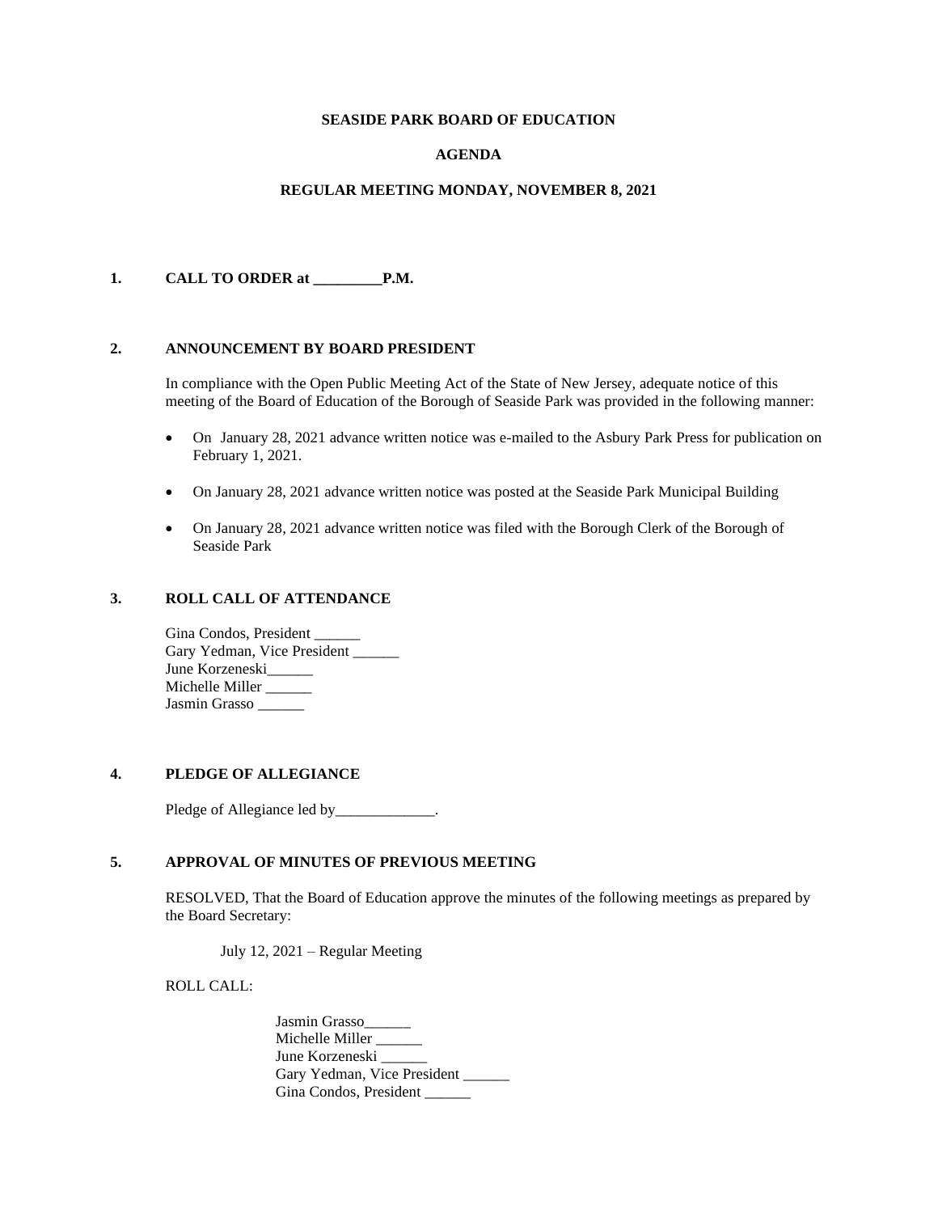**SEASIDE PARK BOARD OF EDUCATION**

**AGENDA**

**REGULAR MEETING MONDAY, NOVEMBER 8, 2021**

**1. CALL TO ORDER at _________P.M.**

**2. ANNOUNCEMENT BY BOARD PRESIDENT**

In compliance with the Open Public Meeting Act of the State of New Jersey, adequate notice of this meeting of the Board of Education of the Borough of Seaside Park was provided in the following manner:

- On January 28, 2021 advance written notice was e-mailed to the Asbury Park Press for publication on February 1, 2021.
- On January 28, 2021 advance written notice was posted at the Seaside Park Municipal Building
- On January 28, 2021 advance written notice was filed with the Borough Clerk of the Borough of Seaside Park

**3. ROLL CALL OF ATTENDANCE**

Gina Condos, President ______
Gary Yedman, Vice President ______
June Korzeneski______
Michelle Miller ______
Jasmin Grasso ______

**4. PLEDGE OF ALLEGIANCE**

Pledge of Allegiance led by_____________.

**5. APPROVAL OF MINUTES OF PREVIOUS MEETING**

RESOLVED, That the Board of Education approve the minutes of the following meetings as prepared by the Board Secretary:

July 12, 2021 – Regular Meeting

ROLL CALL:

Jasmin Grasso______
Michelle Miller ______
June Korzeneski ______
Gary Yedman, Vice President ______
Gina Condos, President ______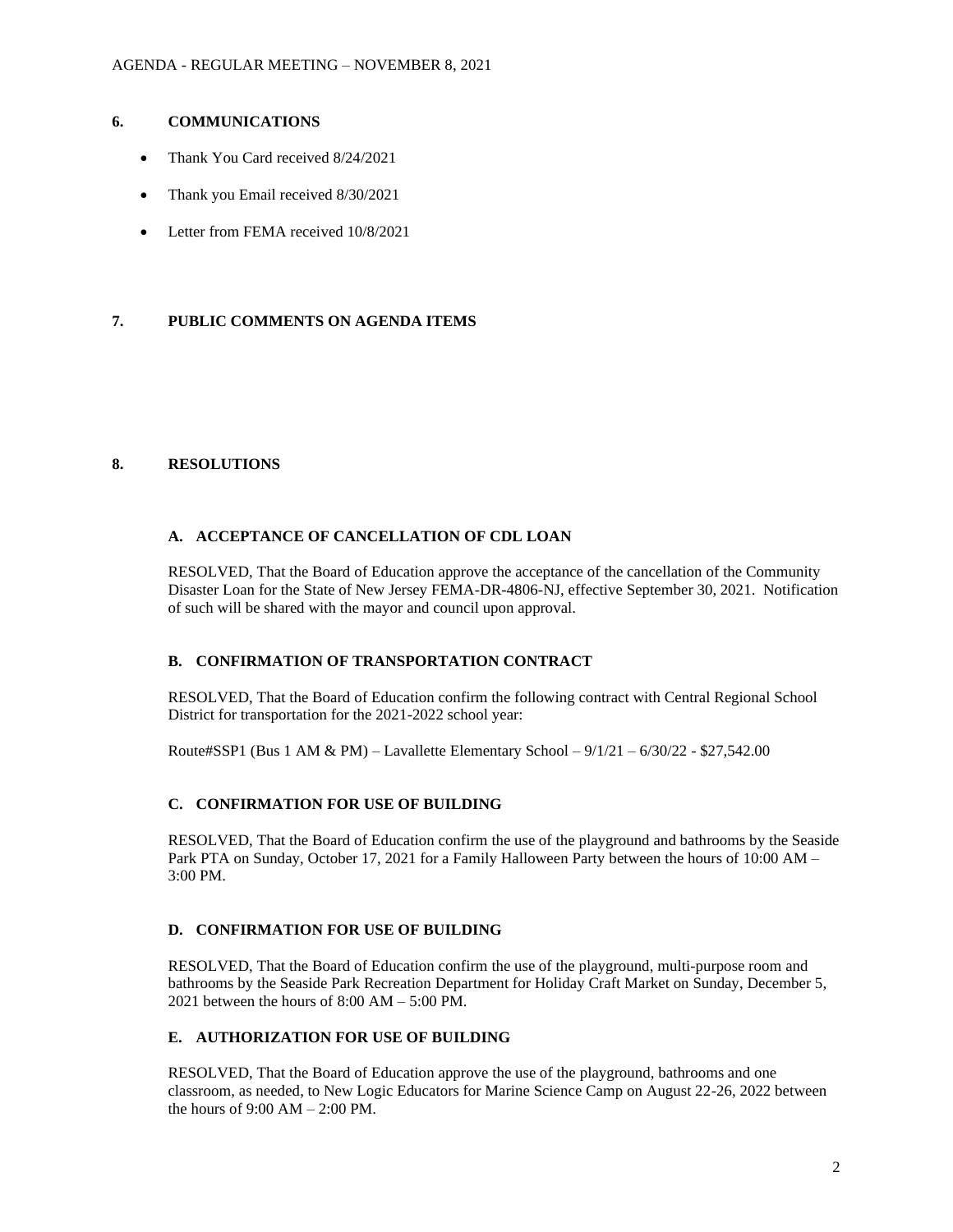## 6. COMMUNICATIONS

- Thank You Card received 8/24/2021
- Thank you Email received 8/30/2021
- Letter from FEMA received 10/8/2021

## 7. PUBLIC COMMENTS ON AGENDA ITEMS

## 8. RESOLUTIONS

### A. ACCEPTANCE OF CANCELLATION OF CDL LOAN

RESOLVED, That the Board of Education approve the acceptance of the cancellation of the Community Disaster Loan for the State of New Jersey FEMA-DR-4806-NJ, effective September 30, 2021. Notification of such will be shared with the mayor and council upon approval.

### B. CONFIRMATION OF TRANSPORTATION CONTRACT

RESOLVED, That the Board of Education confirm the following contract with Central Regional School District for transportation for the 2021-2022 school year:

Route#SSP1 (Bus 1 AM & PM) – Lavallette Elementary School – 9/1/21 – 6/30/22 - $27,542.00

### C. CONFIRMATION FOR USE OF BUILDING

RESOLVED, That the Board of Education confirm the use of the playground and bathrooms by the Seaside Park PTA on Sunday, October 17, 2021 for a Family Halloween Party between the hours of 10:00 AM – 3:00 PM.

### D. CONFIRMATION FOR USE OF BUILDING

RESOLVED, That the Board of Education confirm the use of the playground, multi-purpose room and bathrooms by the Seaside Park Recreation Department for Holiday Craft Market on Sunday, December 5, 2021 between the hours of 8:00 AM – 5:00 PM.

### E. AUTHORIZATION FOR USE OF BUILDING

RESOLVED, That the Board of Education approve the use of the playground, bathrooms and one classroom, as needed, to New Logic Educators for Marine Science Camp on August 22-26, 2022 between the hours of 9:00 AM – 2:00 PM.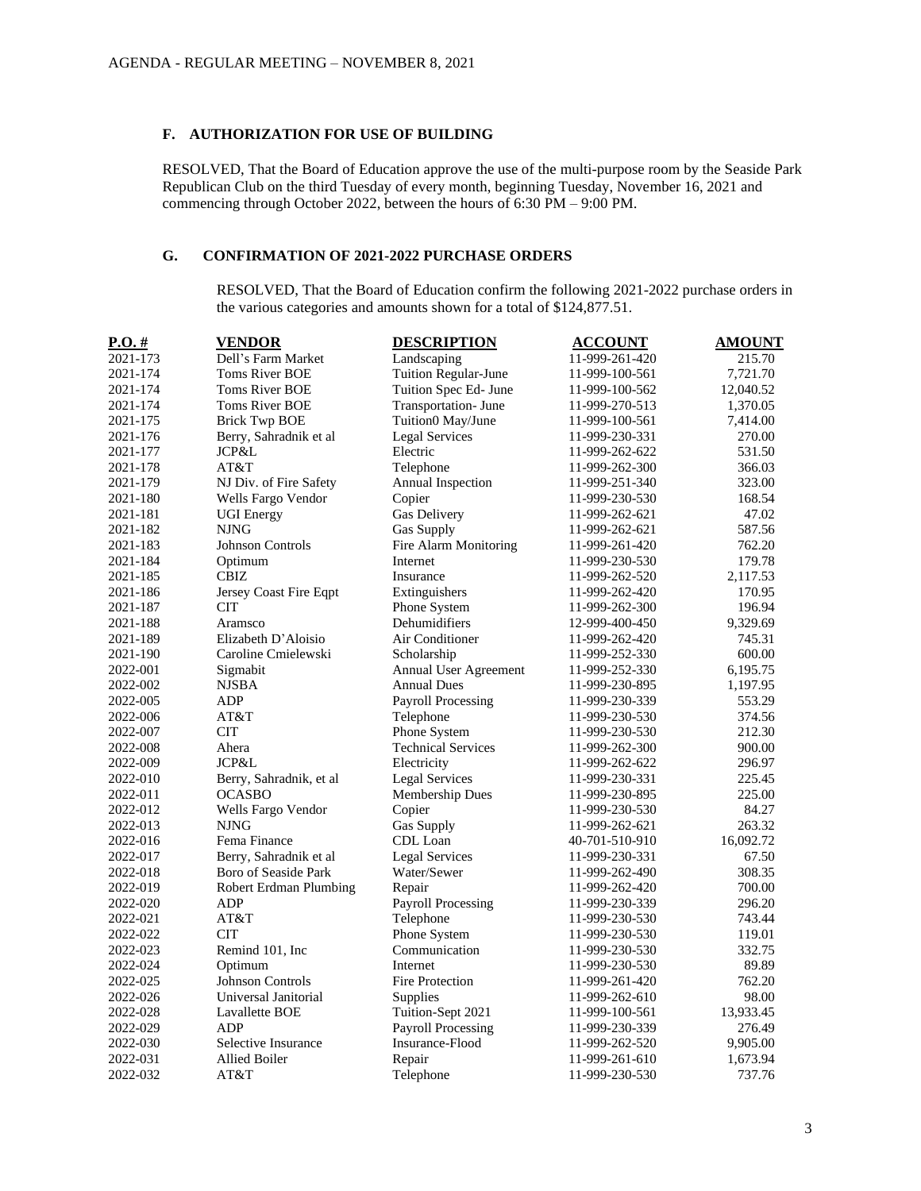### F. AUTHORIZATION FOR USE OF BUILDING

RESOLVED, That the Board of Education approve the use of the multi-purpose room by the Seaside Park Republican Club on the third Tuesday of every month, beginning Tuesday, November 16, 2021 and commencing through October 2022, between the hours of 6:30 PM – 9:00 PM.

### G. CONFIRMATION OF 2021-2022 PURCHASE ORDERS

RESOLVED, That the Board of Education confirm the following 2021-2022 purchase orders in the various categories and amounts shown for a total of $124,877.51.

| P.O. # | VENDOR | DESCRIPTION | ACCOUNT | AMOUNT |
|---|---|---|---|---|
| 2021-173 | Dell's Farm Market | Landscaping | 11-999-261-420 | 215.70 |
| 2021-174 | Toms River BOE | Tuition Regular-June | 11-999-100-561 | 7,721.70 |
| 2021-174 | Toms River BOE | Tuition Spec Ed- June | 11-999-100-562 | 12,040.52 |
| 2021-174 | Toms River BOE | Transportation- June | 11-999-270-513 | 1,370.05 |
| 2021-175 | Brick Twp BOE | Tuition0 May/June | 11-999-100-561 | 7,414.00 |
| 2021-176 | Berry, Sahradnik et al | Legal Services | 11-999-230-331 | 270.00 |
| 2021-177 | JCP&L | Electric | 11-999-262-622 | 531.50 |
| 2021-178 | AT&T | Telephone | 11-999-262-300 | 366.03 |
| 2021-179 | NJ Div. of Fire Safety | Annual Inspection | 11-999-251-340 | 323.00 |
| 2021-180 | Wells Fargo Vendor | Copier | 11-999-230-530 | 168.54 |
| 2021-181 | UGI Energy | Gas Delivery | 11-999-262-621 | 47.02 |
| 2021-182 | NJNG | Gas Supply | 11-999-262-621 | 587.56 |
| 2021-183 | Johnson Controls | Fire Alarm Monitoring | 11-999-261-420 | 762.20 |
| 2021-184 | Optimum | Internet | 11-999-230-530 | 179.78 |
| 2021-185 | CBIZ | Insurance | 11-999-262-520 | 2,117.53 |
| 2021-186 | Jersey Coast Fire Eqpt | Extinguishers | 11-999-262-420 | 170.95 |
| 2021-187 | CIT | Phone System | 11-999-262-300 | 196.94 |
| 2021-188 | Aramsco | Dehumidifiers | 12-999-400-450 | 9,329.69 |
| 2021-189 | Elizabeth D'Aloisio | Air Conditioner | 11-999-262-420 | 745.31 |
| 2021-190 | Caroline Cmielewski | Scholarship | 11-999-252-330 | 600.00 |
| 2022-001 | Sigmabit | Annual User Agreement | 11-999-252-330 | 6,195.75 |
| 2022-002 | NJSBA | Annual Dues | 11-999-230-895 | 1,197.95 |
| 2022-005 | ADP | Payroll Processing | 11-999-230-339 | 553.29 |
| 2022-006 | AT&T | Telephone | 11-999-230-530 | 374.56 |
| 2022-007 | CIT | Phone System | 11-999-230-530 | 212.30 |
| 2022-008 | Ahera | Technical Services | 11-999-262-300 | 900.00 |
| 2022-009 | JCP&L | Electricity | 11-999-262-622 | 296.97 |
| 2022-010 | Berry, Sahradnik, et al | Legal Services | 11-999-230-331 | 225.45 |
| 2022-011 | OCASBO | Membership Dues | 11-999-230-895 | 225.00 |
| 2022-012 | Wells Fargo Vendor | Copier | 11-999-230-530 | 84.27 |
| 2022-013 | NJNG | Gas Supply | 11-999-262-621 | 263.32 |
| 2022-016 | Fema Finance | CDL Loan | 40-701-510-910 | 16,092.72 |
| 2022-017 | Berry, Sahradnik et al | Legal Services | 11-999-230-331 | 67.50 |
| 2022-018 | Boro of Seaside Park | Water/Sewer | 11-999-262-490 | 308.35 |
| 2022-019 | Robert Erdman Plumbing | Repair | 11-999-262-420 | 700.00 |
| 2022-020 | ADP | Payroll Processing | 11-999-230-339 | 296.20 |
| 2022-021 | AT&T | Telephone | 11-999-230-530 | 743.44 |
| 2022-022 | CIT | Phone System | 11-999-230-530 | 119.01 |
| 2022-023 | Remind 101, Inc | Communication | 11-999-230-530 | 332.75 |
| 2022-024 | Optimum | Internet | 11-999-230-530 | 89.89 |
| 2022-025 | Johnson Controls | Fire Protection | 11-999-261-420 | 762.20 |
| 2022-026 | Universal Janitorial | Supplies | 11-999-262-610 | 98.00 |
| 2022-028 | Lavallette BOE | Tuition-Sept 2021 | 11-999-100-561 | 13,933.45 |
| 2022-029 | ADP | Payroll Processing | 11-999-230-339 | 276.49 |
| 2022-030 | Selective Insurance | Insurance-Flood | 11-999-262-520 | 9,905.00 |
| 2022-031 | Allied Boiler | Repair | 11-999-261-610 | 1,673.94 |
| 2022-032 | AT&T | Telephone | 11-999-230-530 | 737.76 |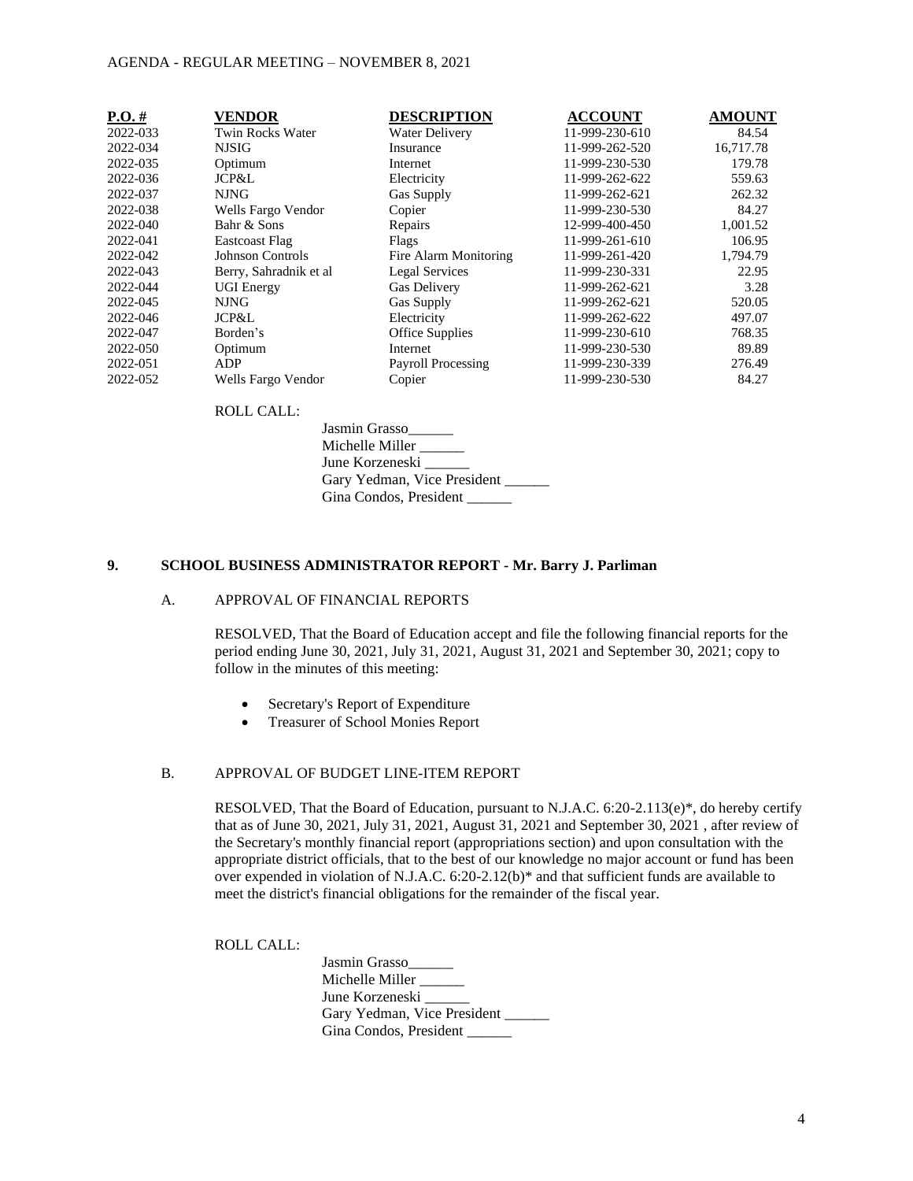| P.O. # | VENDOR | DESCRIPTION | ACCOUNT | AMOUNT |
|---|---|---|---|---|
| 2022-033 | Twin Rocks Water | Water Delivery | 11-999-230-610 | 84.54 |
| 2022-034 | NJSIG | Insurance | 11-999-262-520 | 16,717.78 |
| 2022-035 | Optimum | Internet | 11-999-230-530 | 179.78 |
| 2022-036 | JCP&L | Electricity | 11-999-262-622 | 559.63 |
| 2022-037 | NJNG | Gas Supply | 11-999-262-621 | 262.32 |
| 2022-038 | Wells Fargo Vendor | Copier | 11-999-230-530 | 84.27 |
| 2022-040 | Bahr & Sons | Repairs | 12-999-400-450 | 1,001.52 |
| 2022-041 | Eastcoast Flag | Flags | 11-999-261-610 | 106.95 |
| 2022-042 | Johnson Controls | Fire Alarm Monitoring | 11-999-261-420 | 1,794.79 |
| 2022-043 | Berry, Sahradnik et al | Legal Services | 11-999-230-331 | 22.95 |
| 2022-044 | UGI Energy | Gas Delivery | 11-999-262-621 | 3.28 |
| 2022-045 | NJNG | Gas Supply | 11-999-262-621 | 520.05 |
| 2022-046 | JCP&L | Electricity | 11-999-262-622 | 497.07 |
| 2022-047 | Borden's | Office Supplies | 11-999-230-610 | 768.35 |
| 2022-050 | Optimum | Internet | 11-999-230-530 | 89.89 |
| 2022-051 | ADP | Payroll Processing | 11-999-230-339 | 276.49 |
| 2022-052 | Wells Fargo Vendor | Copier | 11-999-230-530 | 84.27 |

ROLL CALL:

Jasmin Grasso______
Michelle Miller ______
June Korzeneski ______
Gary Yedman, Vice President ______
Gina Condos, President ______

## 9. SCHOOL BUSINESS ADMINISTRATOR REPORT - Mr. Barry J. Parliman

### A. APPROVAL OF FINANCIAL REPORTS

RESOLVED, That the Board of Education accept and file the following financial reports for the period ending June 30, 2021, July 31, 2021, August 31, 2021 and September 30, 2021; copy to follow in the minutes of this meeting:

- Secretary's Report of Expenditure
- Treasurer of School Monies Report

### B. APPROVAL OF BUDGET LINE-ITEM REPORT

RESOLVED, That the Board of Education, pursuant to N.J.A.C. 6:20-2.113(e)*, do hereby certify that as of June 30, 2021, July 31, 2021, August 31, 2021 and September 30, 2021 , after review of the Secretary's monthly financial report (appropriations section) and upon consultation with the appropriate district officials, that to the best of our knowledge no major account or fund has been over expended in violation of N.J.A.C. 6:20-2.12(b)* and that sufficient funds are available to meet the district's financial obligations for the remainder of the fiscal year.

ROLL CALL:

Jasmin Grasso______
Michelle Miller ______
June Korzeneski ______
Gary Yedman, Vice President ______
Gina Condos, President ______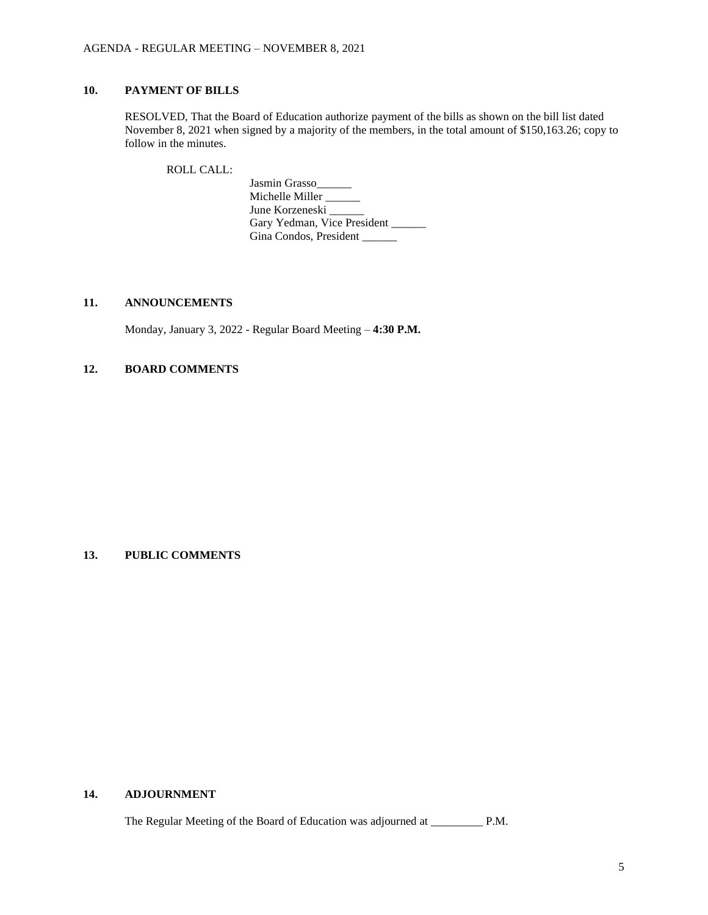## 10. PAYMENT OF BILLS

RESOLVED, That the Board of Education authorize payment of the bills as shown on the bill list dated November 8, 2021 when signed by a majority of the members, in the total amount of $150,163.26; copy to follow in the minutes.

ROLL CALL:

Jasmin Grasso______
Michelle Miller ______
June Korzeneski ______
Gary Yedman, Vice President ______
Gina Condos, President ______

## 11. ANNOUNCEMENTS

Monday, January 3, 2022 - Regular Board Meeting – **4:30 P.M.**

## 12. BOARD COMMENTS

## 13. PUBLIC COMMENTS

## 14. ADJOURNMENT

The Regular Meeting of the Board of Education was adjourned at _________ P.M.